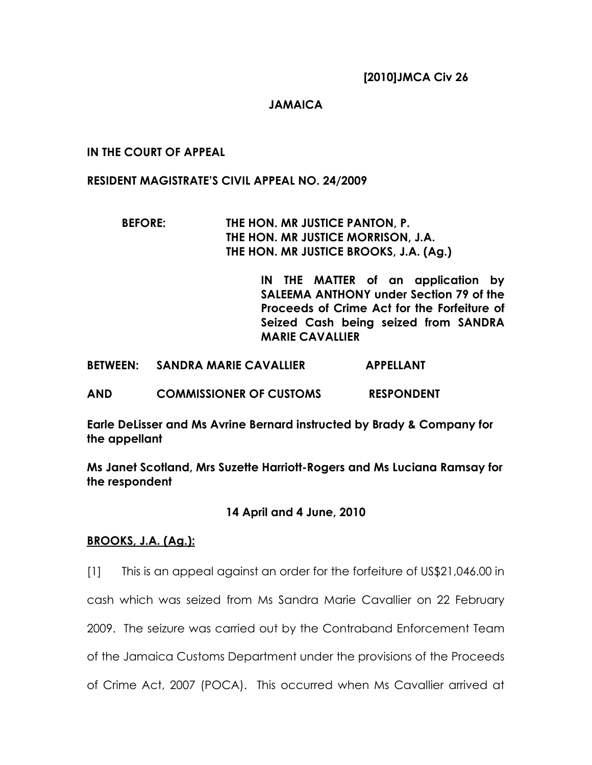**[2010]JMCA Civ 26**

**JAMAICA**

**IN THE COURT OF APPEAL**

**RESIDENT MAGISTRATE'S CIVIL APPEAL NO. 24/2009**

**BEFORE: THE HON. MR JUSTICE PANTON, P.**
**THE HON. MR JUSTICE MORRISON, J.A.**
**THE HON. MR JUSTICE BROOKS, J.A. (Ag.)**

**IN THE MATTER of an application by SALEEMA ANTHONY under Section 79 of the Proceeds of Crime Act for the Forfeiture of Seized Cash being seized from SANDRA MARIE CAVALLIER**

**BETWEEN: SANDRA MARIE CAVALLIER APPELLANT**

**AND COMMISSIONER OF CUSTOMS RESPONDENT**

**Earle DeLisser and Ms Avrine Bernard instructed by Brady & Company for the appellant**

**Ms Janet Scotland, Mrs Suzette Harriott-Rogers and Ms Luciana Ramsay for the respondent**

**14 April and 4 June, 2010**

**BROOKS, J.A. (Ag.):**

[1] This is an appeal against an order for the forfeiture of US$21,046.00 in cash which was seized from Ms Sandra Marie Cavallier on 22 February 2009. The seizure was carried out by the Contraband Enforcement Team of the Jamaica Customs Department under the provisions of the Proceeds of Crime Act, 2007 (POCA). This occurred when Ms Cavallier arrived at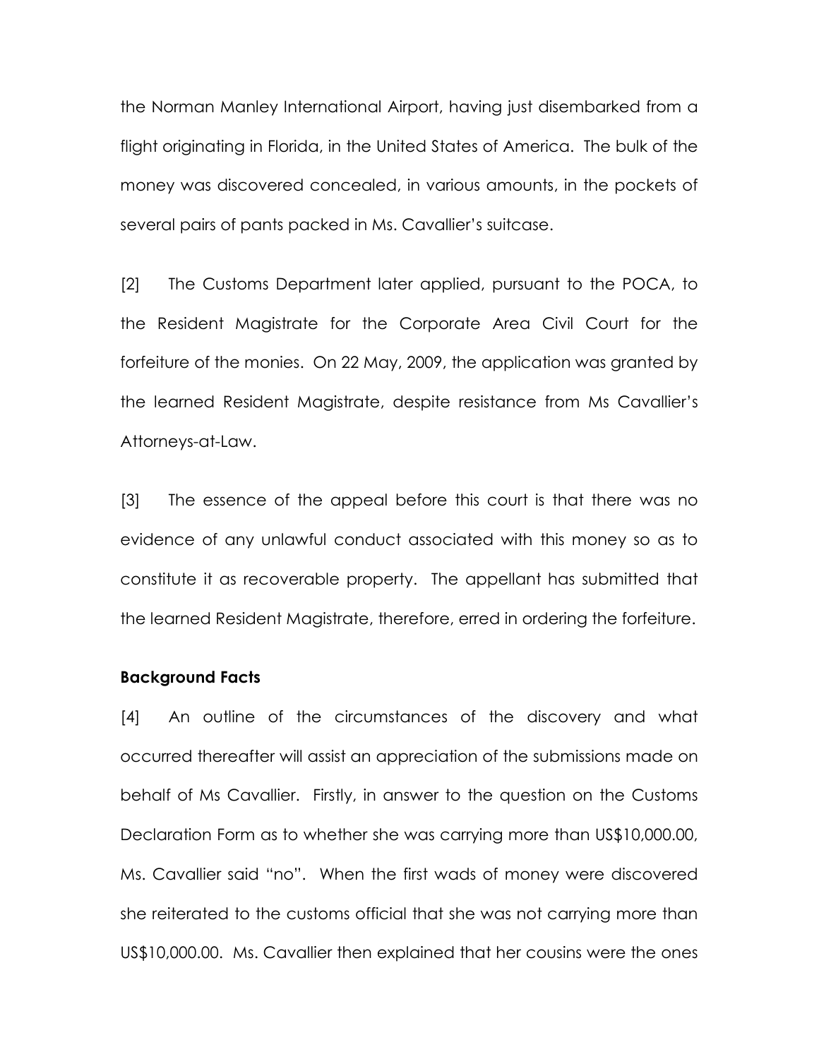the Norman Manley International Airport, having just disembarked from a flight originating in Florida, in the United States of America. The bulk of the money was discovered concealed, in various amounts, in the pockets of several pairs of pants packed in Ms. Cavallier's suitcase.

[2] The Customs Department later applied, pursuant to the POCA, to the Resident Magistrate for the Corporate Area Civil Court for the forfeiture of the monies. On 22 May, 2009, the application was granted by the learned Resident Magistrate, despite resistance from Ms Cavallier's Attorneys-at-Law.

[3] The essence of the appeal before this court is that there was no evidence of any unlawful conduct associated with this money so as to constitute it as recoverable property. The appellant has submitted that the learned Resident Magistrate, therefore, erred in ordering the forfeiture.

**Background Facts**

[4] An outline of the circumstances of the discovery and what occurred thereafter will assist an appreciation of the submissions made on behalf of Ms Cavallier. Firstly, in answer to the question on the Customs Declaration Form as to whether she was carrying more than US$10,000.00, Ms. Cavallier said "no". When the first wads of money were discovered she reiterated to the customs official that she was not carrying more than US$10,000.00. Ms. Cavallier then explained that her cousins were the ones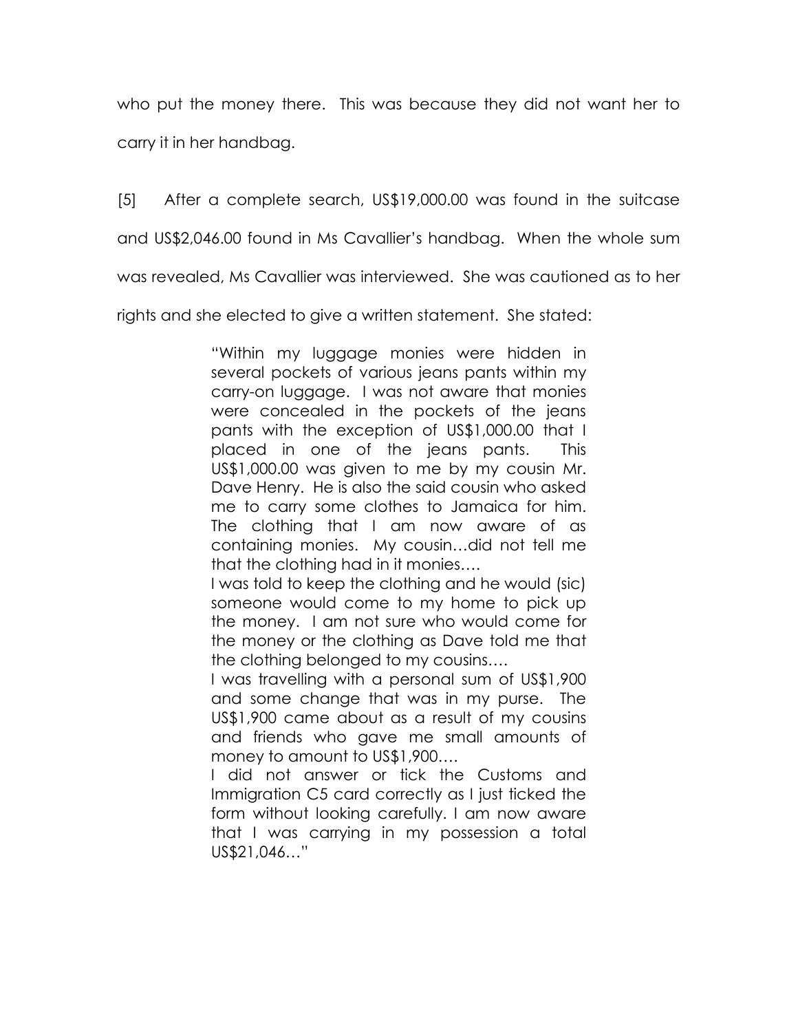who put the money there. This was because they did not want her to carry it in her handbag.

[5] After a complete search, US$19,000.00 was found in the suitcase and US$2,046.00 found in Ms Cavallier's handbag. When the whole sum was revealed, Ms Cavallier was interviewed. She was cautioned as to her rights and she elected to give a written statement. She stated:

> "Within my luggage monies were hidden in several pockets of various jeans pants within my carry-on luggage. I was not aware that monies were concealed in the pockets of the jeans pants with the exception of US$1,000.00 that I placed in one of the jeans pants. This US$1,000.00 was given to me by my cousin Mr. Dave Henry. He is also the said cousin who asked me to carry some clothes to Jamaica for him. The clothing that I am now aware of as containing monies. My cousin…did not tell me that the clothing had in it monies….
>
> I was told to keep the clothing and he would (sic) someone would come to my home to pick up the money. I am not sure who would come for the money or the clothing as Dave told me that the clothing belonged to my cousins….
>
> I was travelling with a personal sum of US$1,900 and some change that was in my purse. The US$1,900 came about as a result of my cousins and friends who gave me small amounts of money to amount to US$1,900….
>
> I did not answer or tick the Customs and Immigration C5 card correctly as I just ticked the form without looking carefully. I am now aware that I was carrying in my possession a total US$21,046…"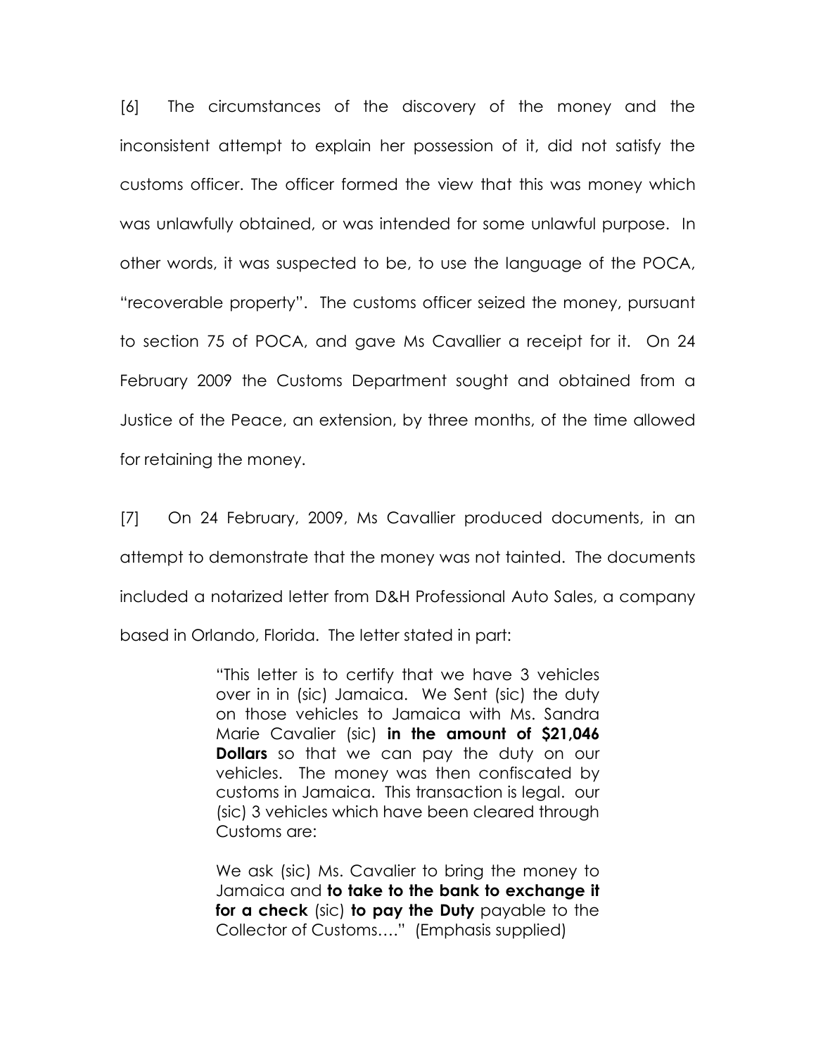[6] The circumstances of the discovery of the money and the inconsistent attempt to explain her possession of it, did not satisfy the customs officer. The officer formed the view that this was money which was unlawfully obtained, or was intended for some unlawful purpose. In other words, it was suspected to be, to use the language of the POCA, "recoverable property". The customs officer seized the money, pursuant to section 75 of POCA, and gave Ms Cavallier a receipt for it. On 24 February 2009 the Customs Department sought and obtained from a Justice of the Peace, an extension, by three months, of the time allowed for retaining the money.

[7] On 24 February, 2009, Ms Cavallier produced documents, in an attempt to demonstrate that the money was not tainted. The documents included a notarized letter from D&H Professional Auto Sales, a company based in Orlando, Florida. The letter stated in part:

> "This letter is to certify that we have 3 vehicles over in in (sic) Jamaica. We Sent (sic) the duty on those vehicles to Jamaica with Ms. Sandra Marie Cavalier (sic) **in the amount of $21,046 Dollars** so that we can pay the duty on our vehicles. The money was then confiscated by customs in Jamaica. This transaction is legal. our (sic) 3 vehicles which have been cleared through Customs are:
>
> We ask (sic) Ms. Cavalier to bring the money to Jamaica and **to take to the bank to exchange it for a check** (sic) **to pay the Duty** payable to the Collector of Customs…." (Emphasis supplied)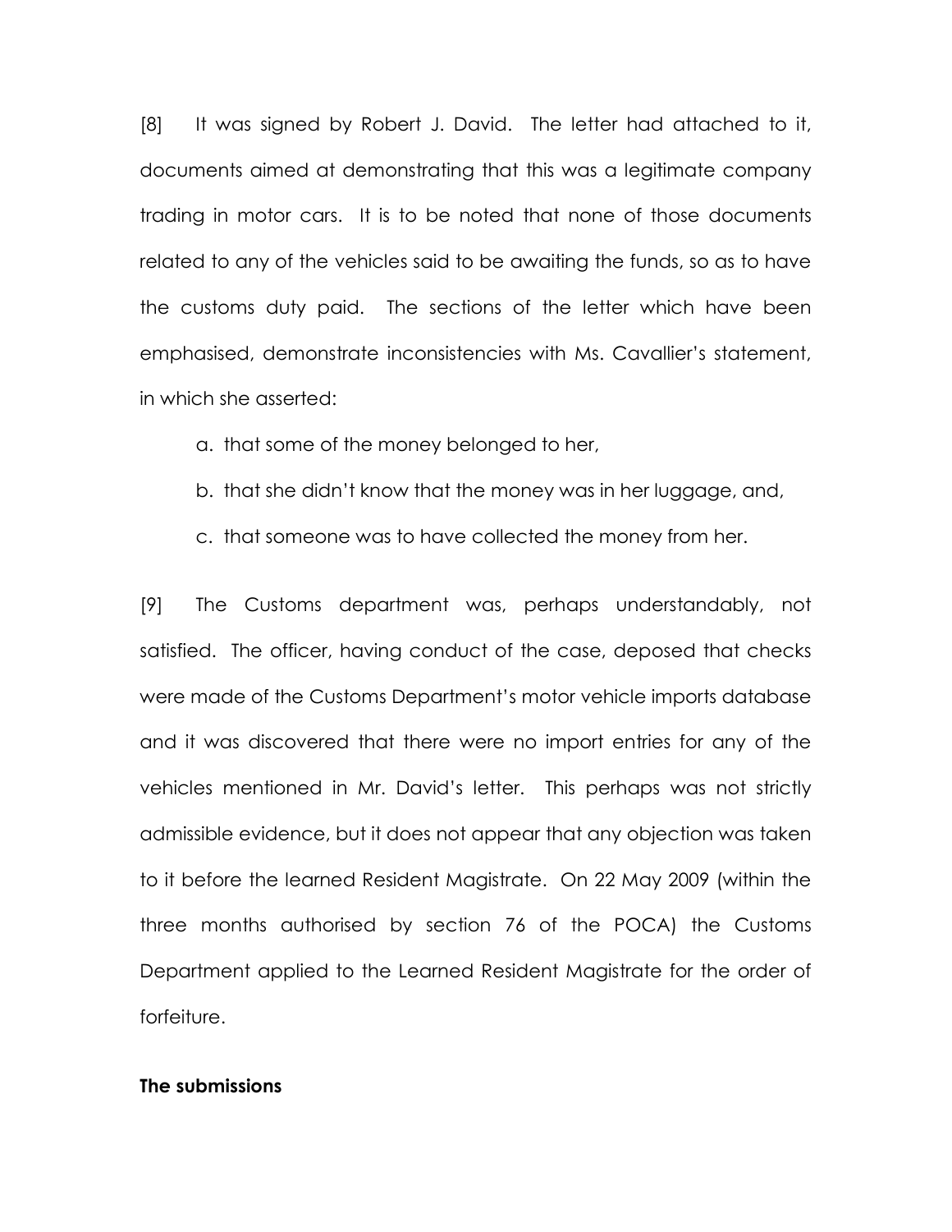[8] It was signed by Robert J. David. The letter had attached to it, documents aimed at demonstrating that this was a legitimate company trading in motor cars. It is to be noted that none of those documents related to any of the vehicles said to be awaiting the funds, so as to have the customs duty paid. The sections of the letter which have been emphasised, demonstrate inconsistencies with Ms. Cavallier's statement, in which she asserted:

a. that some of the money belonged to her,

b. that she didn't know that the money was in her luggage, and,

c. that someone was to have collected the money from her.

[9] The Customs department was, perhaps understandably, not satisfied. The officer, having conduct of the case, deposed that checks were made of the Customs Department's motor vehicle imports database and it was discovered that there were no import entries for any of the vehicles mentioned in Mr. David's letter. This perhaps was not strictly admissible evidence, but it does not appear that any objection was taken to it before the learned Resident Magistrate. On 22 May 2009 (within the three months authorised by section 76 of the POCA) the Customs Department applied to the Learned Resident Magistrate for the order of forfeiture.

**The submissions**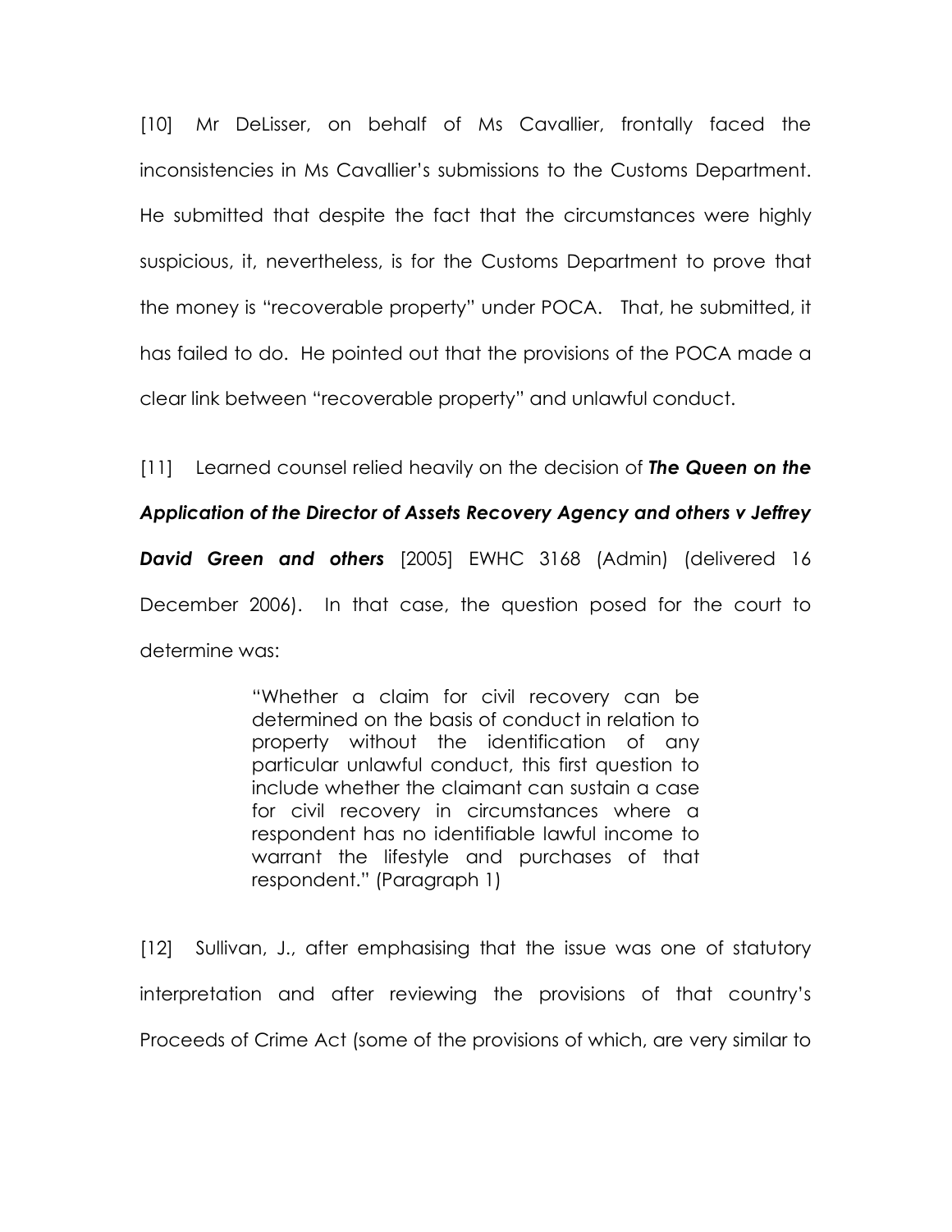[10] Mr DeLisser, on behalf of Ms Cavallier, frontally faced the inconsistencies in Ms Cavallier's submissions to the Customs Department. He submitted that despite the fact that the circumstances were highly suspicious, it, nevertheless, is for the Customs Department to prove that the money is "recoverable property" under POCA. That, he submitted, it has failed to do. He pointed out that the provisions of the POCA made a clear link between "recoverable property" and unlawful conduct.

[11] Learned counsel relied heavily on the decision of ***The Queen on the Application of the Director of Assets Recovery Agency and others v Jeffrey David Green and others*** [2005] EWHC 3168 (Admin) (delivered 16 December 2006). In that case, the question posed for the court to determine was:

> "Whether a claim for civil recovery can be determined on the basis of conduct in relation to property without the identification of any particular unlawful conduct, this first question to include whether the claimant can sustain a case for civil recovery in circumstances where a respondent has no identifiable lawful income to warrant the lifestyle and purchases of that respondent." (Paragraph 1)

[12] Sullivan, J., after emphasising that the issue was one of statutory interpretation and after reviewing the provisions of that country's Proceeds of Crime Act (some of the provisions of which, are very similar to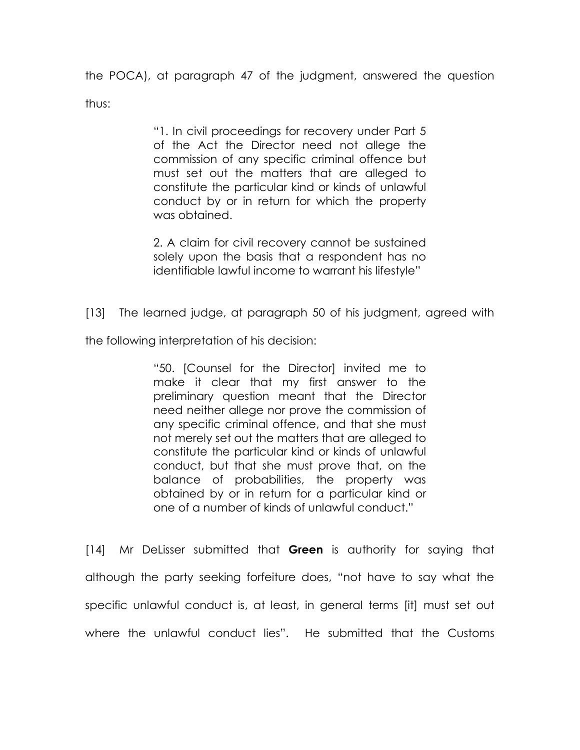the POCA), at paragraph 47 of the judgment, answered the question thus:

> "1. In civil proceedings for recovery under Part 5 of the Act the Director need not allege the commission of any specific criminal offence but must set out the matters that are alleged to constitute the particular kind or kinds of unlawful conduct by or in return for which the property was obtained.
>
> 2. A claim for civil recovery cannot be sustained solely upon the basis that a respondent has no identifiable lawful income to warrant his lifestyle"

[13] The learned judge, at paragraph 50 of his judgment, agreed with the following interpretation of his decision:

> "50. [Counsel for the Director] invited me to make it clear that my first answer to the preliminary question meant that the Director need neither allege nor prove the commission of any specific criminal offence, and that she must not merely set out the matters that are alleged to constitute the particular kind or kinds of unlawful conduct, but that she must prove that, on the balance of probabilities, the property was obtained by or in return for a particular kind or one of a number of kinds of unlawful conduct."

[14] Mr DeLisser submitted that **Green** is authority for saying that although the party seeking forfeiture does, "not have to say what the specific unlawful conduct is, at least, in general terms [it] must set out where the unlawful conduct lies". He submitted that the Customs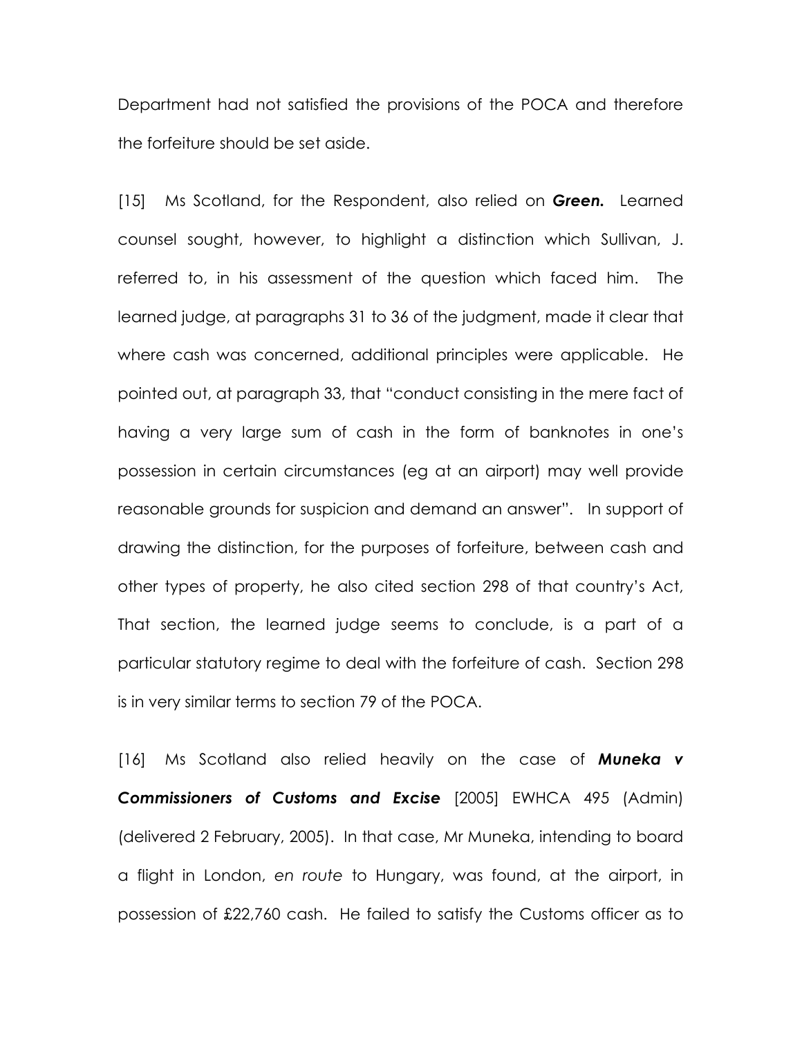Department had not satisfied the provisions of the POCA and therefore the forfeiture should be set aside.

[15] Ms Scotland, for the Respondent, also relied on ***Green.*** Learned counsel sought, however, to highlight a distinction which Sullivan, J. referred to, in his assessment of the question which faced him. The learned judge, at paragraphs 31 to 36 of the judgment, made it clear that where cash was concerned, additional principles were applicable. He pointed out, at paragraph 33, that "conduct consisting in the mere fact of having a very large sum of cash in the form of banknotes in one's possession in certain circumstances (eg at an airport) may well provide reasonable grounds for suspicion and demand an answer". In support of drawing the distinction, for the purposes of forfeiture, between cash and other types of property, he also cited section 298 of that country's Act, That section, the learned judge seems to conclude, is a part of a particular statutory regime to deal with the forfeiture of cash. Section 298 is in very similar terms to section 79 of the POCA.

[16] Ms Scotland also relied heavily on the case of ***Muneka v Commissioners of Customs and Excise*** [2005] EWHCA 495 (Admin) (delivered 2 February, 2005). In that case, Mr Muneka, intending to board a flight in London, *en route* to Hungary, was found, at the airport, in possession of £22,760 cash. He failed to satisfy the Customs officer as to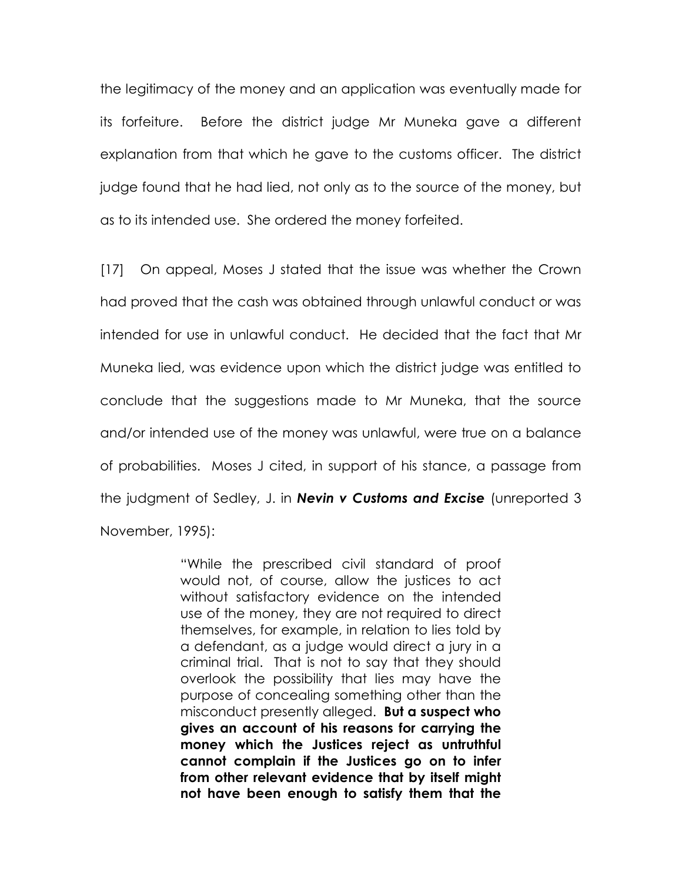the legitimacy of the money and an application was eventually made for its forfeiture. Before the district judge Mr Muneka gave a different explanation from that which he gave to the customs officer. The district judge found that he had lied, not only as to the source of the money, but as to its intended use. She ordered the money forfeited.

[17] On appeal, Moses J stated that the issue was whether the Crown had proved that the cash was obtained through unlawful conduct or was intended for use in unlawful conduct. He decided that the fact that Mr Muneka lied, was evidence upon which the district judge was entitled to conclude that the suggestions made to Mr Muneka, that the source and/or intended use of the money was unlawful, were true on a balance of probabilities. Moses J cited, in support of his stance, a passage from the judgment of Sedley, J. in ***Nevin v Customs and Excise*** (unreported 3 November, 1995):

> "While the prescribed civil standard of proof would not, of course, allow the justices to act without satisfactory evidence on the intended use of the money, they are not required to direct themselves, for example, in relation to lies told by a defendant, as a judge would direct a jury in a criminal trial. That is not to say that they should overlook the possibility that lies may have the purpose of concealing something other than the misconduct presently alleged. **But a suspect who gives an account of his reasons for carrying the money which the Justices reject as untruthful cannot complain if the Justices go on to infer from other relevant evidence that by itself might not have been enough to satisfy them that the**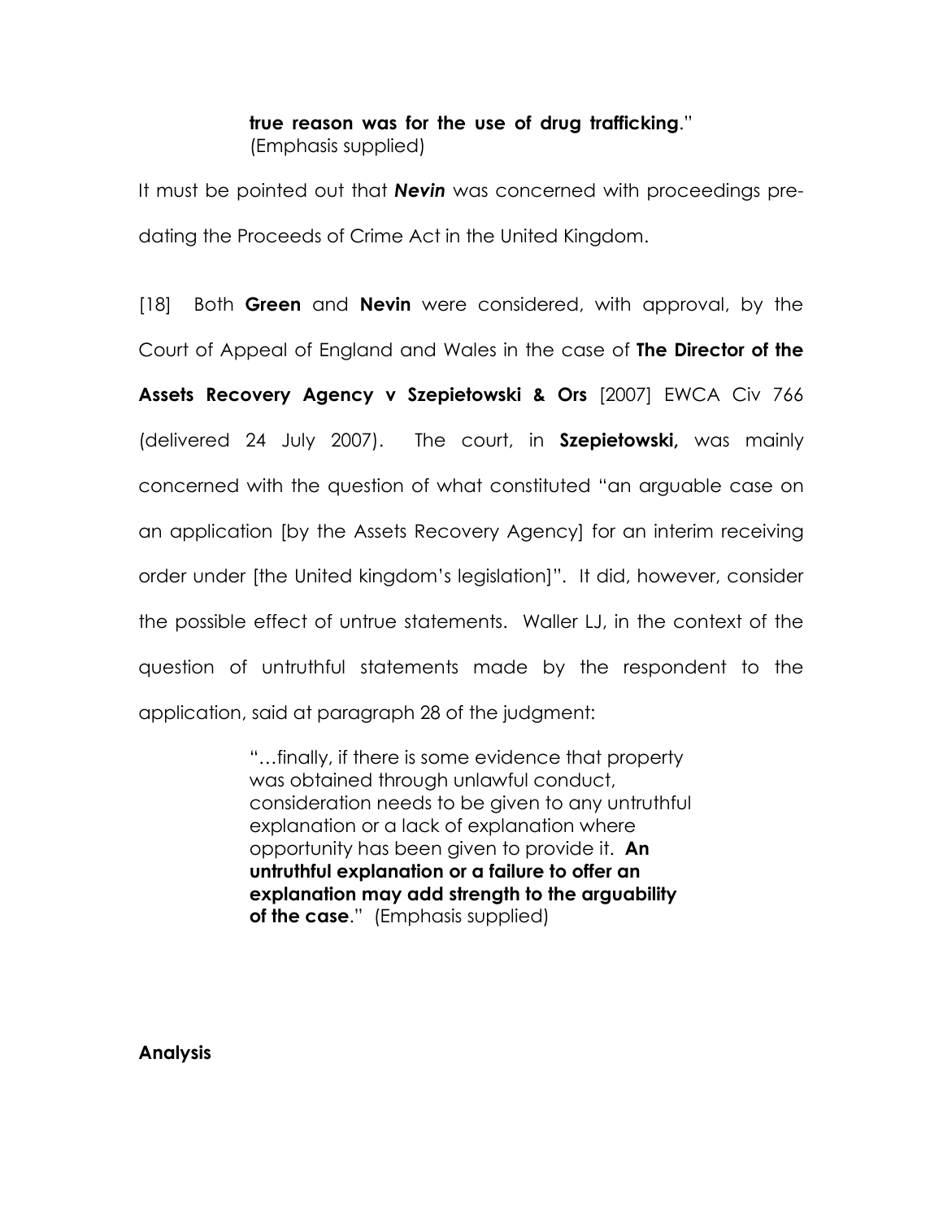> **true reason was for the use of drug trafficking**."
> (Emphasis supplied)

It must be pointed out that ***Nevin*** was concerned with proceedings pre-dating the Proceeds of Crime Act in the United Kingdom.

[18] Both **Green** and **Nevin** were considered, with approval, by the Court of Appeal of England and Wales in the case of **The Director of the Assets Recovery Agency v Szepietowski & Ors** [2007] EWCA Civ 766 (delivered 24 July 2007). The court, in **Szepietowski,** was mainly concerned with the question of what constituted "an arguable case on an application [by the Assets Recovery Agency] for an interim receiving order under [the United kingdom's legislation]". It did, however, consider the possible effect of untrue statements. Waller LJ, in the context of the question of untruthful statements made by the respondent to the application, said at paragraph 28 of the judgment:

> "…finally, if there is some evidence that property was obtained through unlawful conduct, consideration needs to be given to any untruthful explanation or a lack of explanation where opportunity has been given to provide it. **An untruthful explanation or a failure to offer an explanation may add strength to the arguability of the case**." (Emphasis supplied)

**Analysis**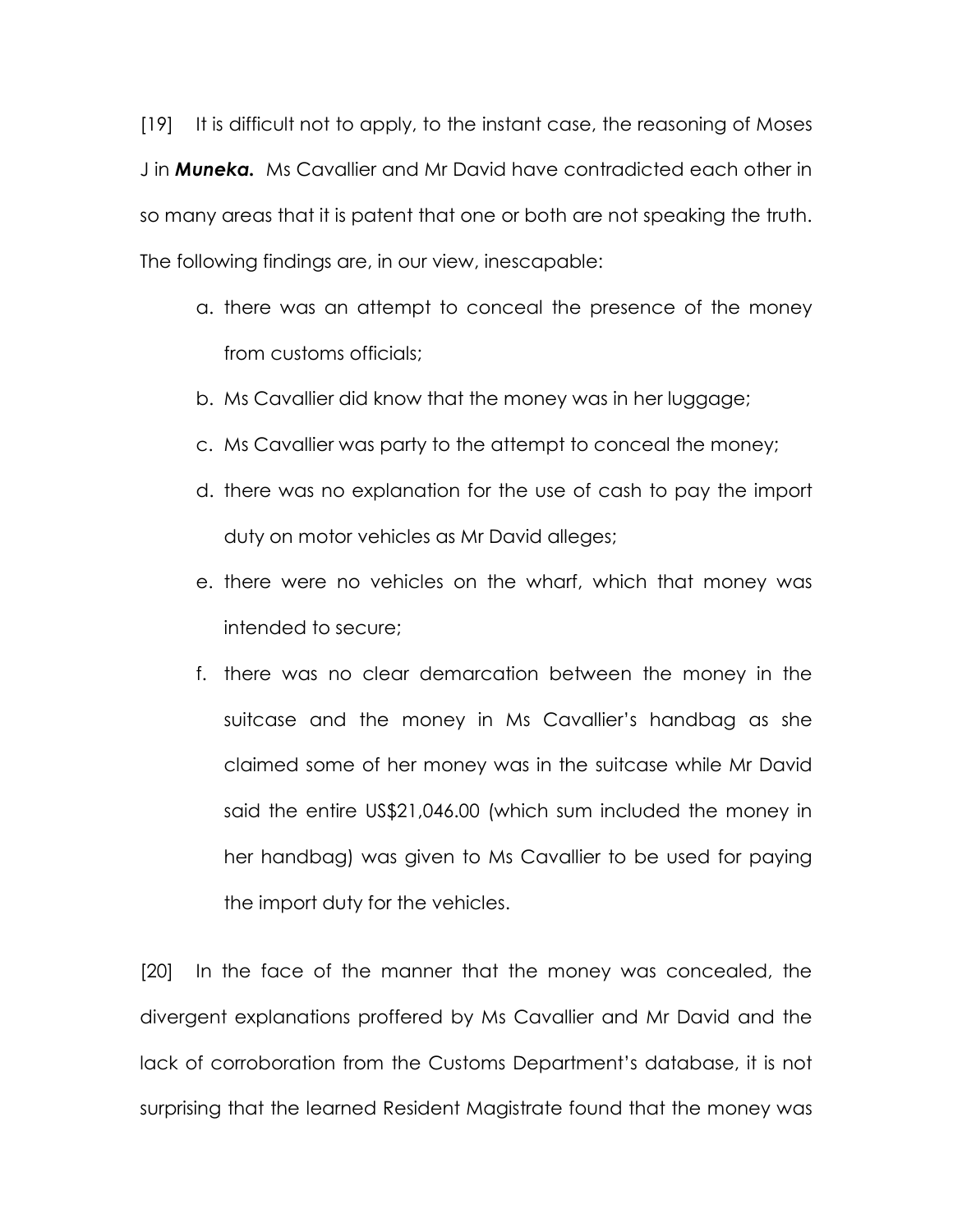[19] It is difficult not to apply, to the instant case, the reasoning of Moses J in ***Muneka.*** Ms Cavallier and Mr David have contradicted each other in so many areas that it is patent that one or both are not speaking the truth. The following findings are, in our view, inescapable:

a. there was an attempt to conceal the presence of the money from customs officials;
b. Ms Cavallier did know that the money was in her luggage;
c. Ms Cavallier was party to the attempt to conceal the money;
d. there was no explanation for the use of cash to pay the import duty on motor vehicles as Mr David alleges;
e. there were no vehicles on the wharf, which that money was intended to secure;
f. there was no clear demarcation between the money in the suitcase and the money in Ms Cavallier's handbag as she claimed some of her money was in the suitcase while Mr David said the entire US$21,046.00 (which sum included the money in her handbag) was given to Ms Cavallier to be used for paying the import duty for the vehicles.

[20] In the face of the manner that the money was concealed, the divergent explanations proffered by Ms Cavallier and Mr David and the lack of corroboration from the Customs Department's database, it is not surprising that the learned Resident Magistrate found that the money was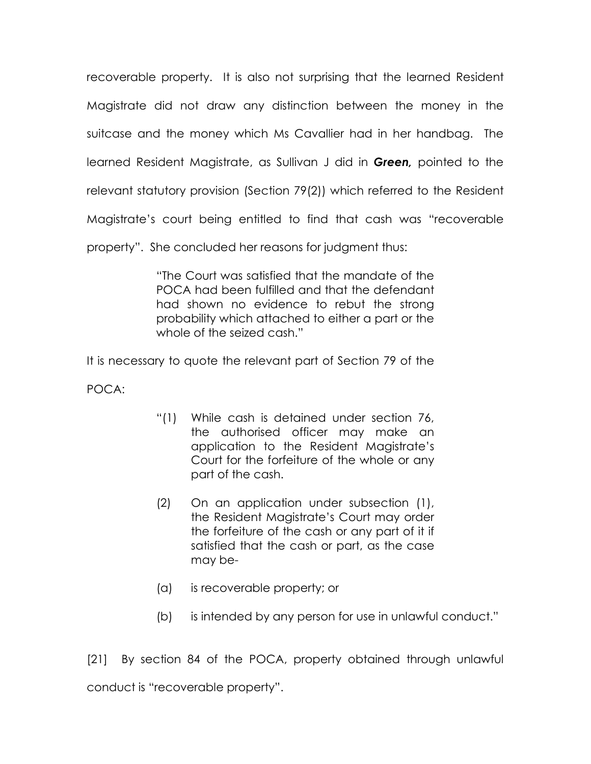recoverable property. It is also not surprising that the learned Resident Magistrate did not draw any distinction between the money in the suitcase and the money which Ms Cavallier had in her handbag. The learned Resident Magistrate, as Sullivan J did in ***Green,*** pointed to the relevant statutory provision (Section 79(2)) which referred to the Resident Magistrate's court being entitled to find that cash was "recoverable property". She concluded her reasons for judgment thus:

> "The Court was satisfied that the mandate of the POCA had been fulfilled and that the defendant had shown no evidence to rebut the strong probability which attached to either a part or the whole of the seized cash."

It is necessary to quote the relevant part of Section 79 of the POCA:

> "(1) While cash is detained under section 76, the authorised officer may make an application to the Resident Magistrate's Court for the forfeiture of the whole or any part of the cash.
>
> (2) On an application under subsection (1), the Resident Magistrate's Court may order the forfeiture of the cash or any part of it if satisfied that the cash or part, as the case may be-
>
> (a) is recoverable property; or
>
> (b) is intended by any person for use in unlawful conduct."

[21] By section 84 of the POCA, property obtained through unlawful conduct is "recoverable property".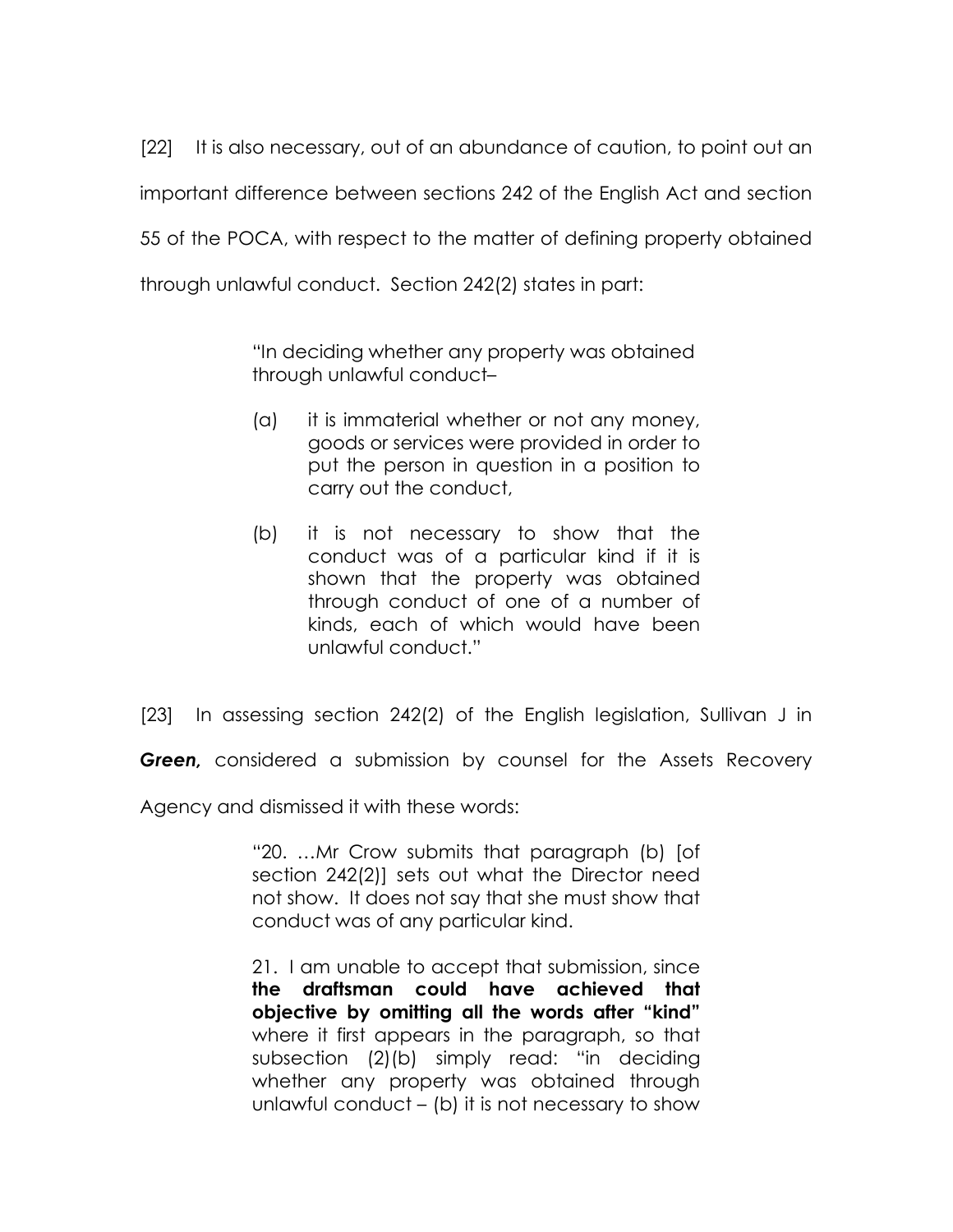[22] It is also necessary, out of an abundance of caution, to point out an important difference between sections 242 of the English Act and section 55 of the POCA, with respect to the matter of defining property obtained through unlawful conduct. Section 242(2) states in part:

> "In deciding whether any property was obtained through unlawful conduct–
>
> (a) it is immaterial whether or not any money, goods or services were provided in order to put the person in question in a position to carry out the conduct,
>
> (b) it is not necessary to show that the conduct was of a particular kind if it is shown that the property was obtained through conduct of one of a number of kinds, each of which would have been unlawful conduct."

[23] In assessing section 242(2) of the English legislation, Sullivan J in ***Green,*** considered a submission by counsel for the Assets Recovery Agency and dismissed it with these words:

> "20. …Mr Crow submits that paragraph (b) [of section 242(2)] sets out what the Director need not show. It does not say that she must show that conduct was of any particular kind.
>
> 21. I am unable to accept that submission, since **the draftsman could have achieved that objective by omitting all the words after "kind"** where it first appears in the paragraph, so that subsection (2)(b) simply read: "in deciding whether any property was obtained through unlawful conduct – (b) it is not necessary to show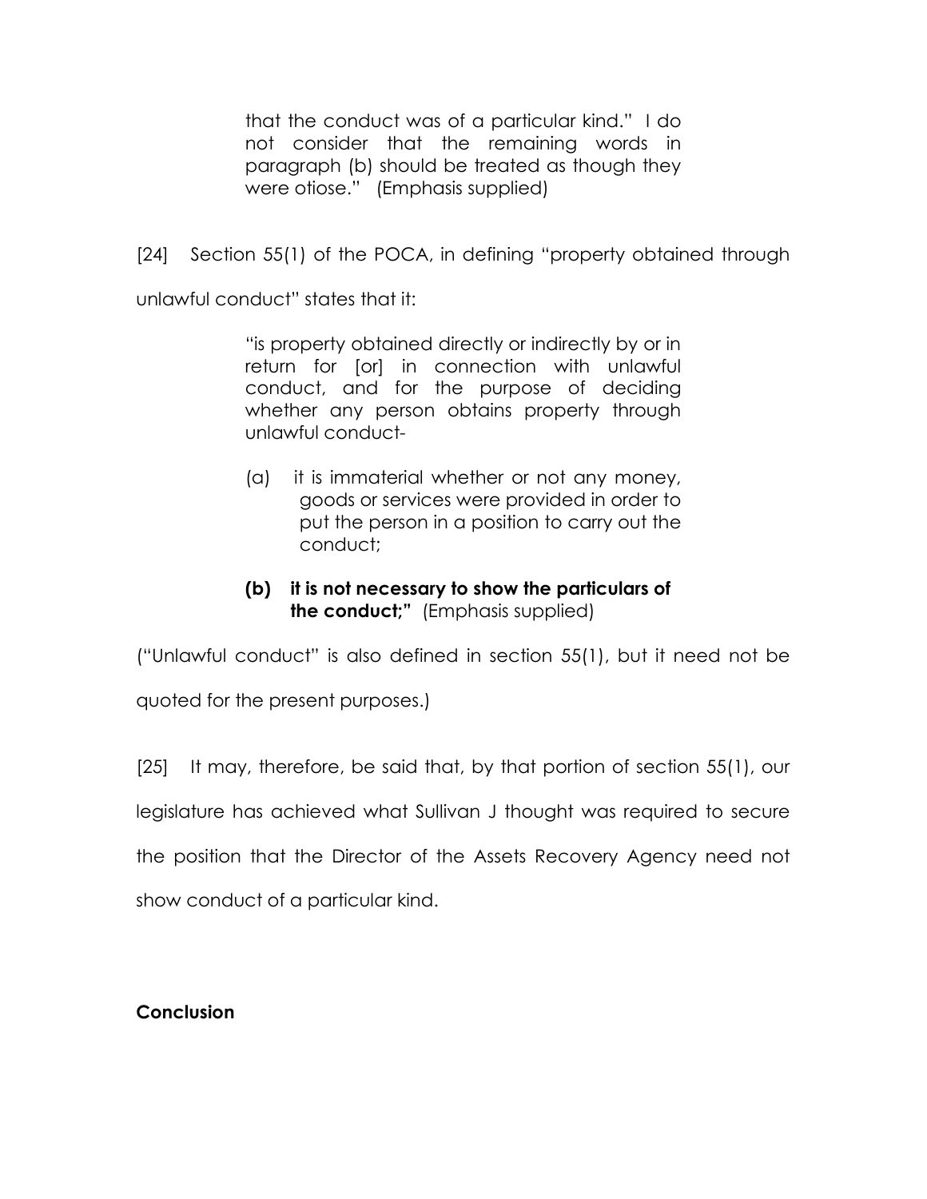> that the conduct was of a particular kind." I do not consider that the remaining words in paragraph (b) should be treated as though they were otiose." (Emphasis supplied)

[24] Section 55(1) of the POCA, in defining "property obtained through unlawful conduct" states that it:

> "is property obtained directly or indirectly by or in return for [or] in connection with unlawful conduct, and for the purpose of deciding whether any person obtains property through unlawful conduct-
>
> (a) it is immaterial whether or not any money, goods or services were provided in order to put the person in a position to carry out the conduct;
>
> **(b) it is not necessary to show the particulars of the conduct;"** (Emphasis supplied)

("Unlawful conduct" is also defined in section 55(1), but it need not be quoted for the present purposes.)

[25] It may, therefore, be said that, by that portion of section 55(1), our legislature has achieved what Sullivan J thought was required to secure the position that the Director of the Assets Recovery Agency need not show conduct of a particular kind.

**Conclusion**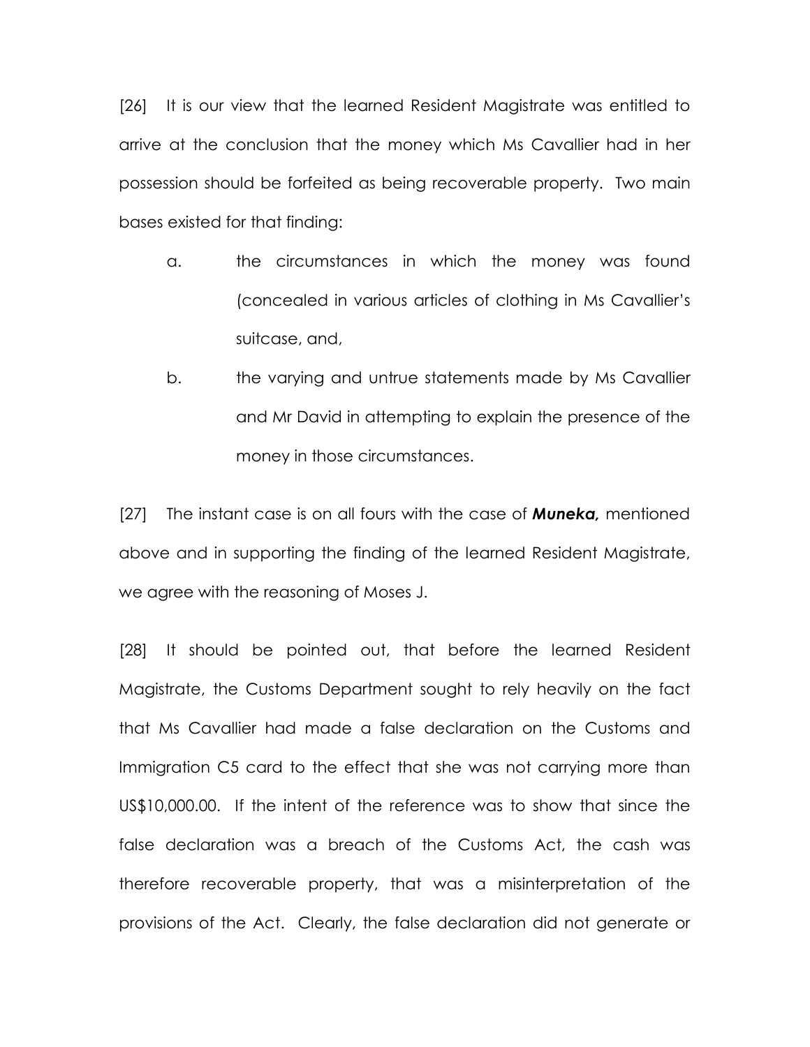[26] It is our view that the learned Resident Magistrate was entitled to arrive at the conclusion that the money which Ms Cavallier had in her possession should be forfeited as being recoverable property. Two main bases existed for that finding:

a. the circumstances in which the money was found (concealed in various articles of clothing in Ms Cavallier's suitcase, and,

b. the varying and untrue statements made by Ms Cavallier and Mr David in attempting to explain the presence of the money in those circumstances.

[27] The instant case is on all fours with the case of ***Muneka,*** mentioned above and in supporting the finding of the learned Resident Magistrate, we agree with the reasoning of Moses J.

[28] It should be pointed out, that before the learned Resident Magistrate, the Customs Department sought to rely heavily on the fact that Ms Cavallier had made a false declaration on the Customs and Immigration C5 card to the effect that she was not carrying more than US$10,000.00. If the intent of the reference was to show that since the false declaration was a breach of the Customs Act, the cash was therefore recoverable property, that was a misinterpretation of the provisions of the Act. Clearly, the false declaration did not generate or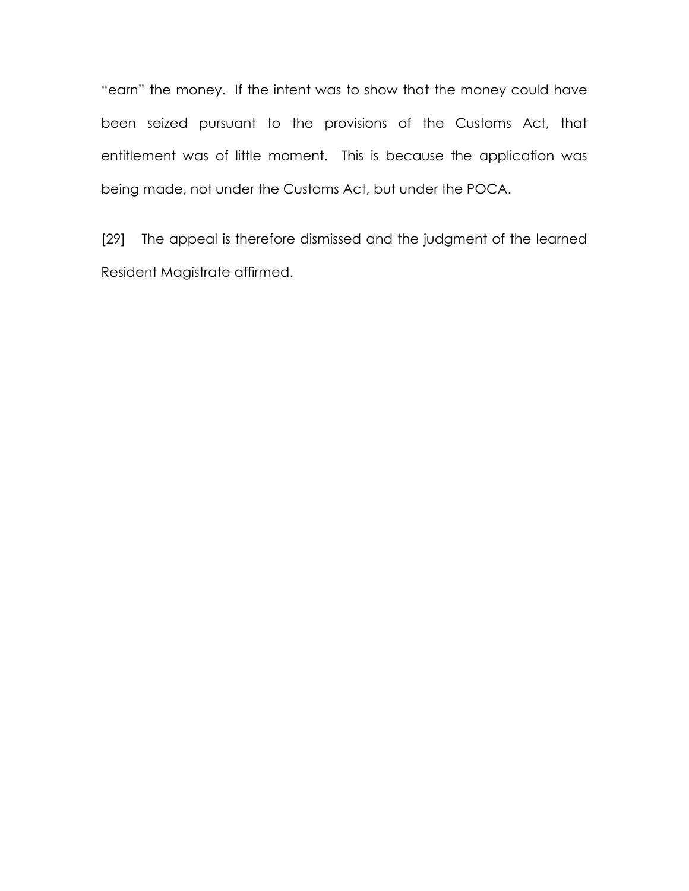"earn" the money. If the intent was to show that the money could have been seized pursuant to the provisions of the Customs Act, that entitlement was of little moment. This is because the application was being made, not under the Customs Act, but under the POCA.

[29] The appeal is therefore dismissed and the judgment of the learned Resident Magistrate affirmed.